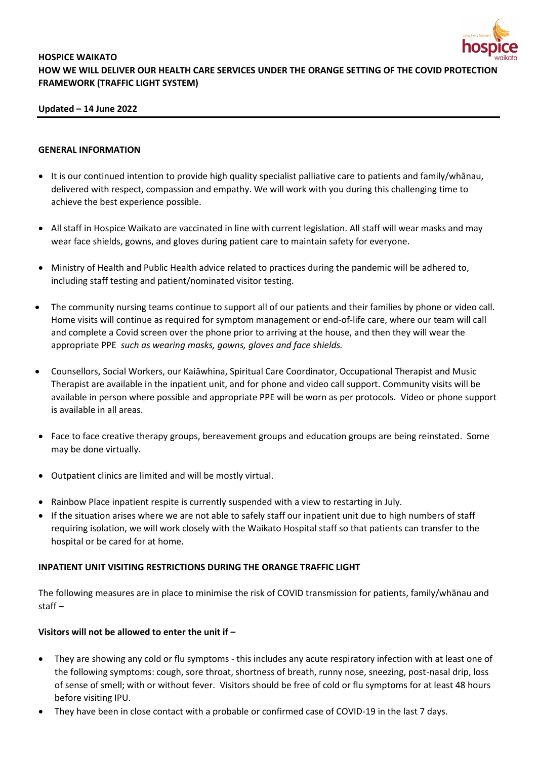**HOSPICE WAIKATO**
**HOW WE WILL DELIVER OUR HEALTH CARE SERVICES UNDER THE ORANGE SETTING OF THE COVID PROTECTION FRAMEWORK (TRAFFIC LIGHT SYSTEM)**

**Updated – 14 June 2022**

---

**GENERAL INFORMATION**

- It is our continued intention to provide high quality specialist palliative care to patients and family/whānau, delivered with respect, compassion and empathy. We will work with you during this challenging time to achieve the best experience possible.
- All staff in Hospice Waikato are vaccinated in line with current legislation. All staff will wear masks and may wear face shields, gowns, and gloves during patient care to maintain safety for everyone.
- Ministry of Health and Public Health advice related to practices during the pandemic will be adhered to, including staff testing and patient/nominated visitor testing.
- The community nursing teams continue to support all of our patients and their families by phone or video call. Home visits will continue as required for symptom management or end-of-life care, where our team will call and complete a Covid screen over the phone prior to arriving at the house, and then they will wear the appropriate PPE *such as wearing masks, gowns, gloves and face shields.*
- Counsellors, Social Workers, our Kaiāwhina, Spiritual Care Coordinator, Occupational Therapist and Music Therapist are available in the inpatient unit, and for phone and video call support. Community visits will be available in person where possible and appropriate PPE will be worn as per protocols. Video or phone support is available in all areas.
- Face to face creative therapy groups, bereavement groups and education groups are being reinstated. Some may be done virtually.
- Outpatient clinics are limited and will be mostly virtual.
- Rainbow Place inpatient respite is currently suspended with a view to restarting in July.
- If the situation arises where we are not able to safely staff our inpatient unit due to high numbers of staff requiring isolation, we will work closely with the Waikato Hospital staff so that patients can transfer to the hospital or be cared for at home.

**INPATIENT UNIT VISITING RESTRICTIONS DURING THE ORANGE TRAFFIC LIGHT**

The following measures are in place to minimise the risk of COVID transmission for patients, family/whānau and staff –

**Visitors will not be allowed to enter the unit if –**

- They are showing any cold or flu symptoms - this includes any acute respiratory infection with at least one of the following symptoms: cough, sore throat, shortness of breath, runny nose, sneezing, post-nasal drip, loss of sense of smell; with or without fever. Visitors should be free of cold or flu symptoms for at least 48 hours before visiting IPU.
- They have been in close contact with a probable or confirmed case of COVID-19 in the last 7 days.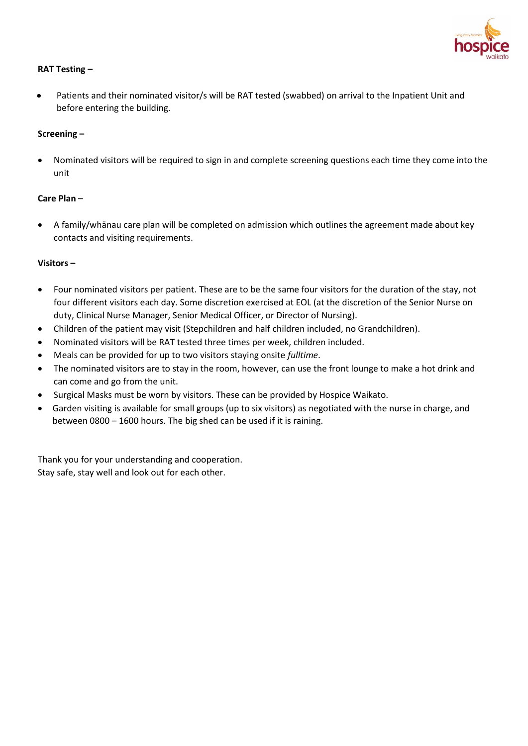**RAT Testing –**

- Patients and their nominated visitor/s will be RAT tested (swabbed) on arrival to the Inpatient Unit and before entering the building.

**Screening –**

- Nominated visitors will be required to sign in and complete screening questions each time they come into the unit

**Care Plan** –

- A family/whānau care plan will be completed on admission which outlines the agreement made about key contacts and visiting requirements.

**Visitors –**

- Four nominated visitors per patient. These are to be the same four visitors for the duration of the stay, not four different visitors each day. Some discretion exercised at EOL (at the discretion of the Senior Nurse on duty, Clinical Nurse Manager, Senior Medical Officer, or Director of Nursing).
- Children of the patient may visit (Stepchildren and half children included, no Grandchildren).
- Nominated visitors will be RAT tested three times per week, children included.
- Meals can be provided for up to two visitors staying onsite *fulltime*.
- The nominated visitors are to stay in the room, however, can use the front lounge to make a hot drink and can come and go from the unit.
- Surgical Masks must be worn by visitors. These can be provided by Hospice Waikato.
- Garden visiting is available for small groups (up to six visitors) as negotiated with the nurse in charge, and between 0800 – 1600 hours. The big shed can be used if it is raining.

Thank you for your understanding and cooperation.
Stay safe, stay well and look out for each other.